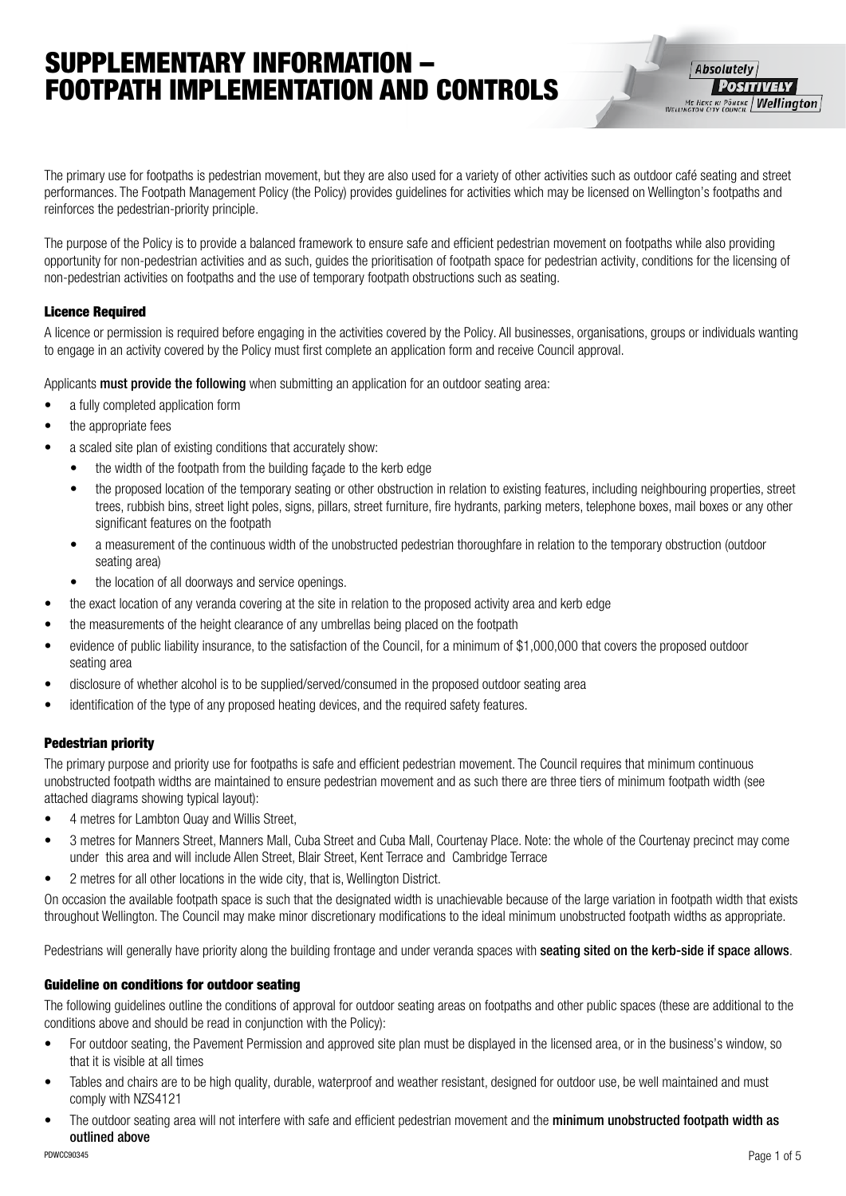# SUPPLEMENTARY INFORMATION – FOOTPATH IMPLEMENTATION AND CONTROLS

The primary use for footpaths is pedestrian movement, but they are also used for a variety of other activities such as outdoor café seating and street performances. The Footpath Management Policy (the Policy) provides guidelines for activities which may be licensed on Wellington's footpaths and reinforces the pedestrian-priority principle.

The purpose of the Policy is to provide a balanced framework to ensure safe and efficient pedestrian movement on footpaths while also providing opportunity for non-pedestrian activities and as such, guides the prioritisation of footpath space for pedestrian activity, conditions for the licensing of non-pedestrian activities on footpaths and the use of temporary footpath obstructions such as seating.

### Licence Required

A licence or permission is required before engaging in the activities covered by the Policy. All businesses, organisations, groups or individuals wanting to engage in an activity covered by the Policy must first complete an application form and receive Council approval.

Applicants **must provide the following** when submitting an application for an outdoor seating area:

- a fully completed application form
- the appropriate fees
- a scaled site plan of existing conditions that accurately show:
  - the width of the footpath from the building façade to the kerb edge
  - the proposed location of the temporary seating or other obstruction in relation to existing features, including neighbouring properties, street trees, rubbish bins, street light poles, signs, pillars, street furniture, fire hydrants, parking meters, telephone boxes, mail boxes or any other significant features on the footpath
  - a measurement of the continuous width of the unobstructed pedestrian thoroughfare in relation to the temporary obstruction (outdoor seating area)
  - the location of all doorways and service openings.
- the exact location of any veranda covering at the site in relation to the proposed activity area and kerb edge
- the measurements of the height clearance of any umbrellas being placed on the footpath
- evidence of public liability insurance, to the satisfaction of the Council, for a minimum of $1,000,000 that covers the proposed outdoor seating area
- disclosure of whether alcohol is to be supplied/served/consumed in the proposed outdoor seating area
- identification of the type of any proposed heating devices, and the required safety features.

### Pedestrian priority

The primary purpose and priority use for footpaths is safe and efficient pedestrian movement. The Council requires that minimum continuous unobstructed footpath widths are maintained to ensure pedestrian movement and as such there are three tiers of minimum footpath width (see attached diagrams showing typical layout):

- 4 metres for Lambton Quay and Willis Street,
- 3 metres for Manners Street, Manners Mall, Cuba Street and Cuba Mall, Courtenay Place. Note: the whole of the Courtenay precinct may come under this area and will include Allen Street, Blair Street, Kent Terrace and Cambridge Terrace
- 2 metres for all other locations in the wide city, that is, Wellington District.

On occasion the available footpath space is such that the designated width is unachievable because of the large variation in footpath width that exists throughout Wellington. The Council may make minor discretionary modifications to the ideal minimum unobstructed footpath widths as appropriate.

Pedestrians will generally have priority along the building frontage and under veranda spaces with **seating sited on the kerb-side if space allows**.

### Guideline on conditions for outdoor seating

The following guidelines outline the conditions of approval for outdoor seating areas on footpaths and other public spaces (these are additional to the conditions above and should be read in conjunction with the Policy):

- For outdoor seating, the Pavement Permission and approved site plan must be displayed in the licensed area, or in the business's window, so that it is visible at all times
- Tables and chairs are to be high quality, durable, waterproof and weather resistant, designed for outdoor use, be well maintained and must comply with NZS4121
- The outdoor seating area will not interfere with safe and efficient pedestrian movement and the **minimum unobstructed footpath width as outlined above**

PDWCC90345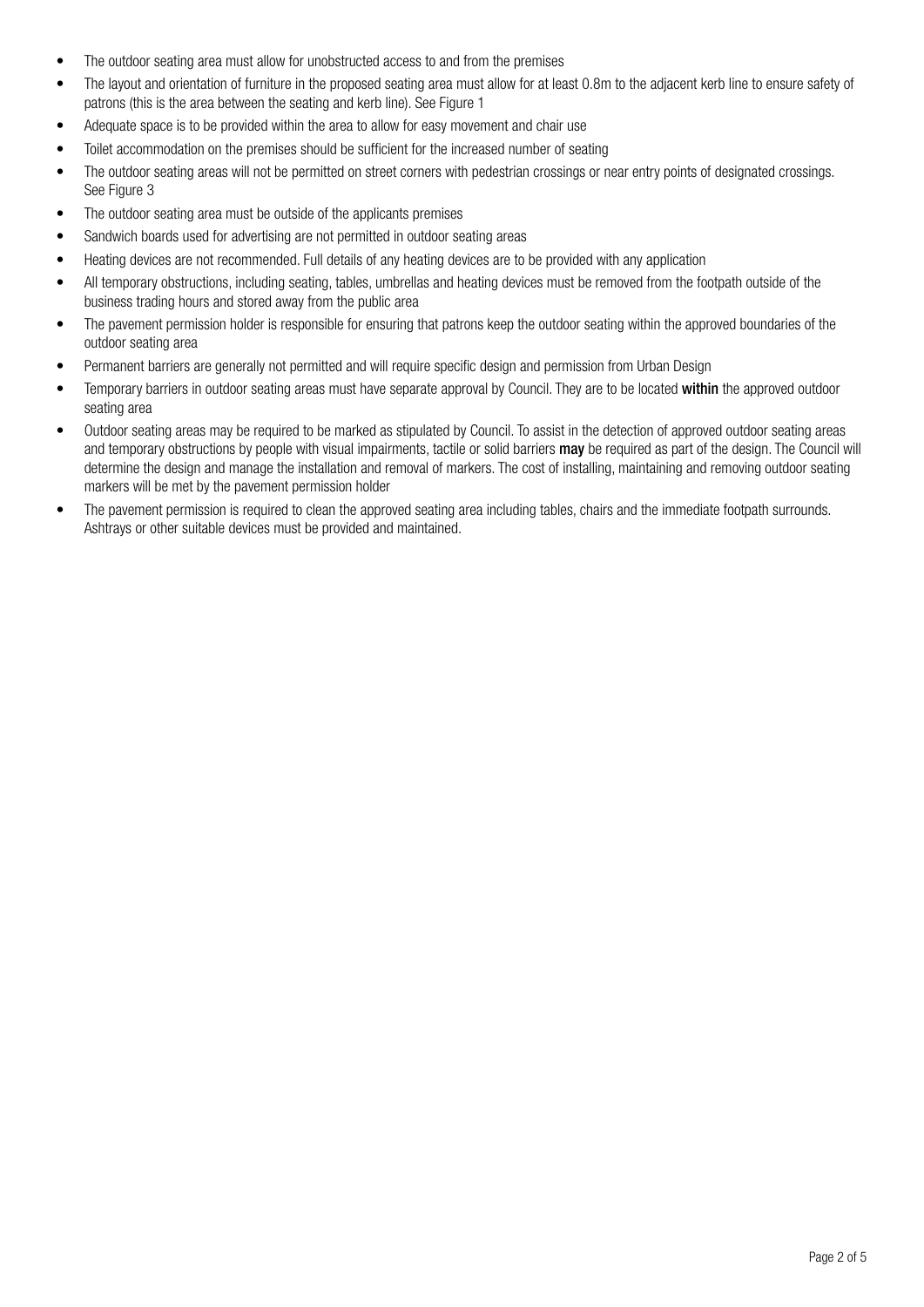- The outdoor seating area must allow for unobstructed access to and from the premises
- The layout and orientation of furniture in the proposed seating area must allow for at least 0.8m to the adjacent kerb line to ensure safety of patrons (this is the area between the seating and kerb line). See Figure 1
- Adequate space is to be provided within the area to allow for easy movement and chair use
- Toilet accommodation on the premises should be sufficient for the increased number of seating
- The outdoor seating areas will not be permitted on street corners with pedestrian crossings or near entry points of designated crossings. See Figure 3
- The outdoor seating area must be outside of the applicants premises
- Sandwich boards used for advertising are not permitted in outdoor seating areas
- Heating devices are not recommended. Full details of any heating devices are to be provided with any application
- All temporary obstructions, including seating, tables, umbrellas and heating devices must be removed from the footpath outside of the business trading hours and stored away from the public area
- The pavement permission holder is responsible for ensuring that patrons keep the outdoor seating within the approved boundaries of the outdoor seating area
- Permanent barriers are generally not permitted and will require specific design and permission from Urban Design
- Temporary barriers in outdoor seating areas must have separate approval by Council. They are to be located **within** the approved outdoor seating area
- Outdoor seating areas may be required to be marked as stipulated by Council. To assist in the detection of approved outdoor seating areas and temporary obstructions by people with visual impairments, tactile or solid barriers **may** be required as part of the design. The Council will determine the design and manage the installation and removal of markers. The cost of installing, maintaining and removing outdoor seating markers will be met by the pavement permission holder
- The pavement permission is required to clean the approved seating area including tables, chairs and the immediate footpath surrounds. Ashtrays or other suitable devices must be provided and maintained.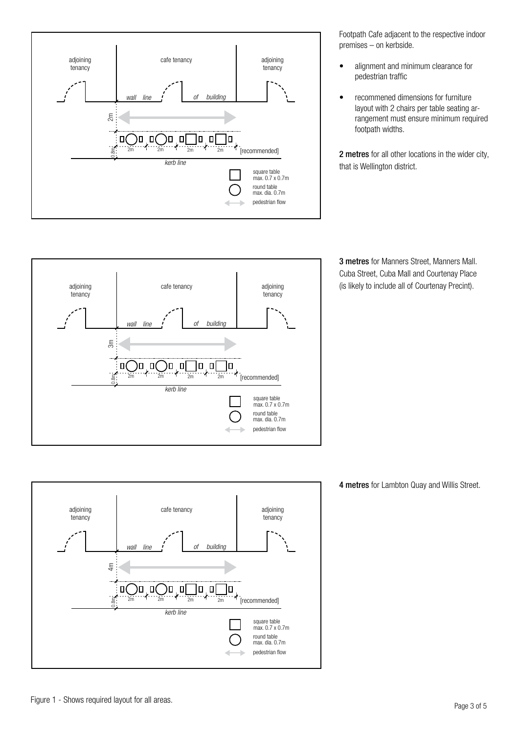adjoining tenancy | cafe tenancy | adjoining tenancy

*wall line of building*

2m

2m 2m 2m 2m [recommended]

0.8m

*kerb line*

square table max. 0.7 x 0.7m

round table max. dia. 0.7m

pedestrian flow

Footpath Cafe adjacent to the respective indoor premises – on kerbside.

- alignment and minimum clearance for pedestrian traffic
- recommened dimensions for furniture layout with 2 chairs per table seating arrangement must ensure minimum required footpath widths.

**2 metres** for all other locations in the wider city, that is Wellington district.

adjoining tenancy | cafe tenancy | adjoining tenancy

*wall line of building*

3m

2m 2m 2m 2m [recommended]

0.8m

*kerb line*

square table max. 0.7 x 0.7m

round table max. dia. 0.7m

pedestrian flow

**3 metres** for Manners Street, Manners Mall. Cuba Street, Cuba Mall and Courtenay Place (is likely to include all of Courtenay Precint).

adjoining tenancy | cafe tenancy | adjoining tenancy

*wall line of building*

4m

2m 2m 2m 2m [recommended]

0.8m

*kerb line*

square table max. 0.7 x 0.7m

round table max. dia. 0.7m

pedestrian flow

**4 metres** for Lambton Quay and Willis Street.

Figure 1 - Shows required layout for all areas.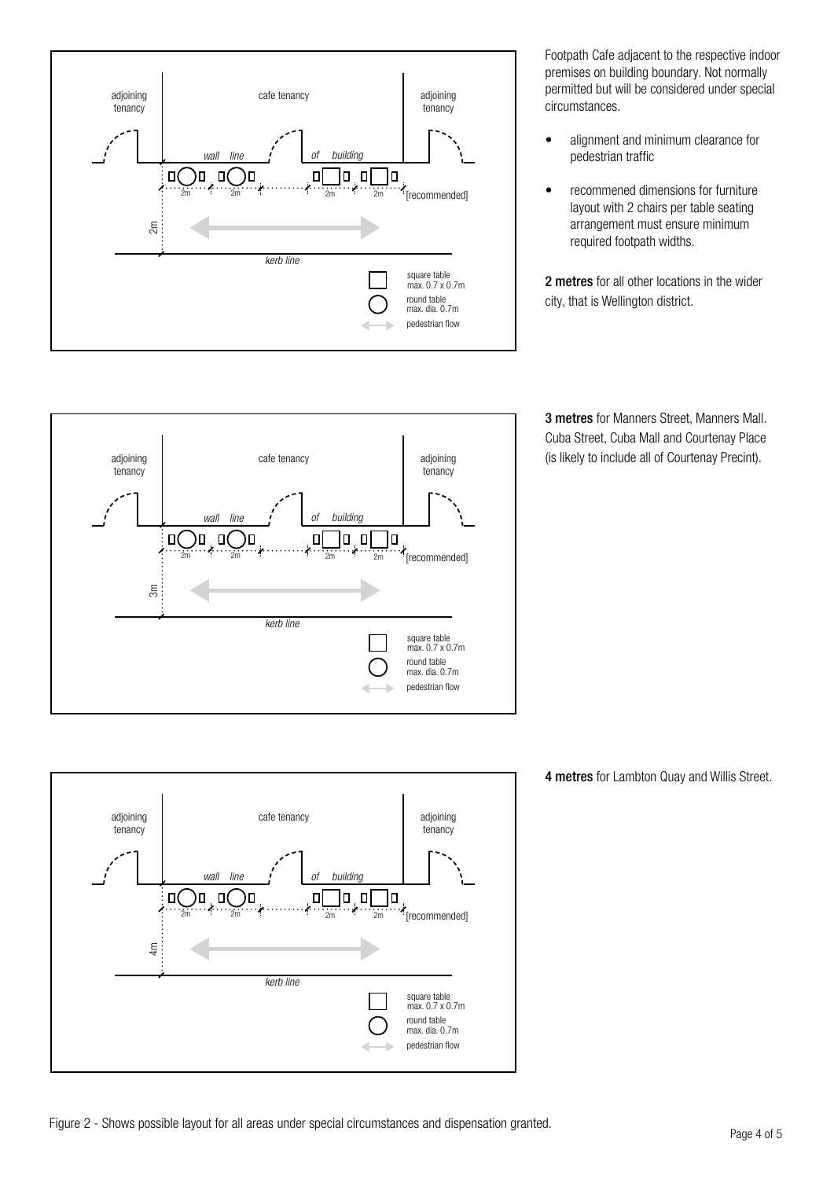Footpath Cafe adjacent to the respective indoor premises on building boundary. Not normally permitted but will be considered under special circumstances.

- alignment and minimum clearance for pedestrian traffic
- recommened dimensions for furniture layout with 2 chairs per table seating arrangement must ensure minimum required footpath widths.

**2 metres** for all other locations in the wider city, that is Wellington district.

**3 metres** for Manners Street, Manners Mall. Cuba Street, Cuba Mall and Courtenay Place (is likely to include all of Courtenay Precint).

**4 metres** for Lambton Quay and Willis Street.

Figure 2 - Shows possible layout for all areas under special circumstances and dispensation granted.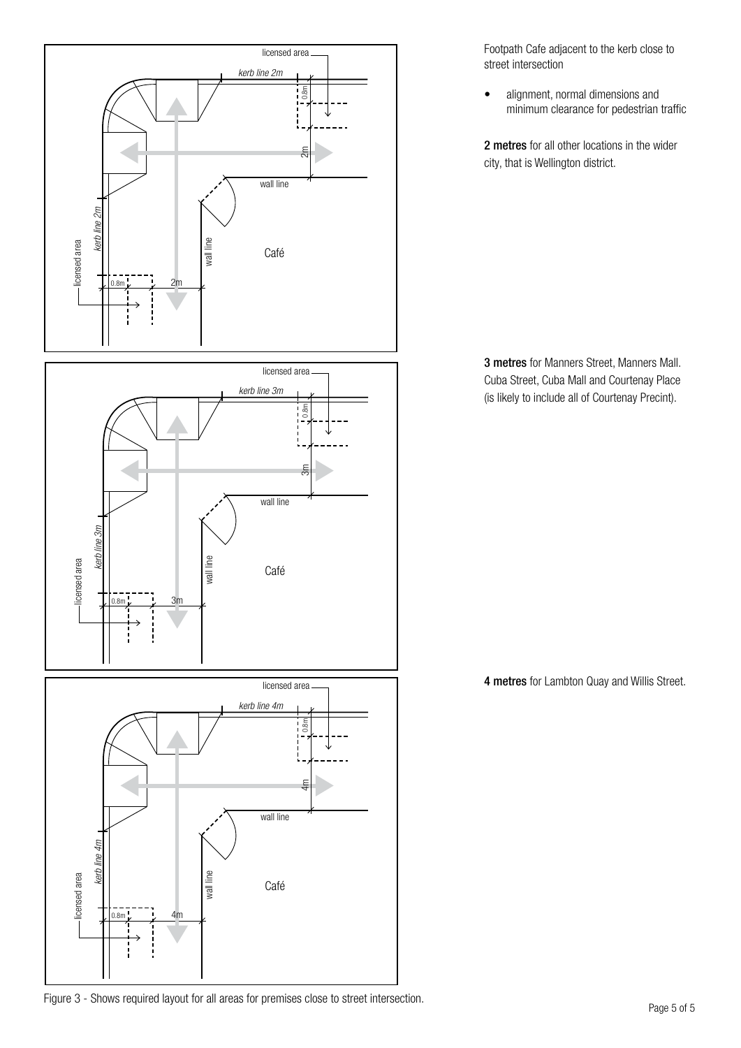licensed area
kerb line 2m
0.8m
2m
wall line
kerb line 2m
licensed area
wall line
Café
0.8m
2m

Footpath Cafe adjacent to the kerb close to street intersection

- alignment, normal dimensions and minimum clearance for pedestrian traffic

**2 metres** for all other locations in the wider city, that is Wellington district.

licensed area
kerb line 3m
0.8m
3m
wall line
kerb line 3m
licensed area
wall line
Café
0.8m
3m

**3 metres** for Manners Street, Manners Mall. Cuba Street, Cuba Mall and Courtenay Place (is likely to include all of Courtenay Precint).

licensed area
kerb line 4m
0.8m
4m
wall line
kerb line 4m
licensed area
wall line
Café
0.8m
4m

**4 metres** for Lambton Quay and Willis Street.

Figure 3 - Shows required layout for all areas for premises close to street intersection.